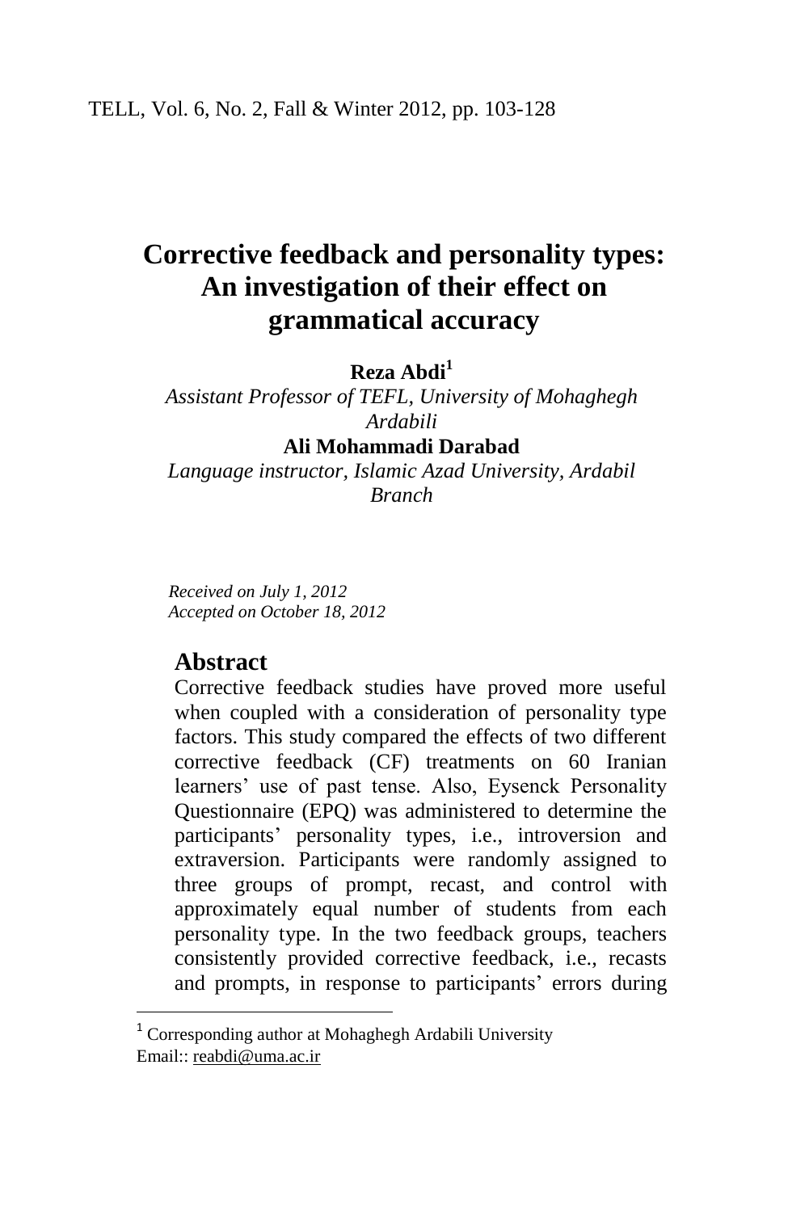# Corrective feedback and personality types: An investigation of their effect on grammatical accuracy

**Reza Abdi**[1]

*Assistant Professor of TEFL, University of Mohaghegh Ardabili*

**Ali Mohammadi Darabad**

*Language instructor, Islamic Azad University, Ardabil Branch*

*Received on July 1, 2012*
*Accepted on October 18, 2012*

## Abstract

Corrective feedback studies have proved more useful when coupled with a consideration of personality type factors. This study compared the effects of two different corrective feedback (CF) treatments on 60 Iranian learners' use of past tense. Also, Eysenck Personality Questionnaire (EPQ) was administered to determine the participants' personality types, i.e., introversion and extraversion. Participants were randomly assigned to three groups of prompt, recast, and control with approximately equal number of students from each personality type. In the two feedback groups, teachers consistently provided corrective feedback, i.e., recasts and prompts, in response to participants' errors during

---

[1] Corresponding author at Mohaghegh Ardabili University
Email:: reabdi@uma.ac.ir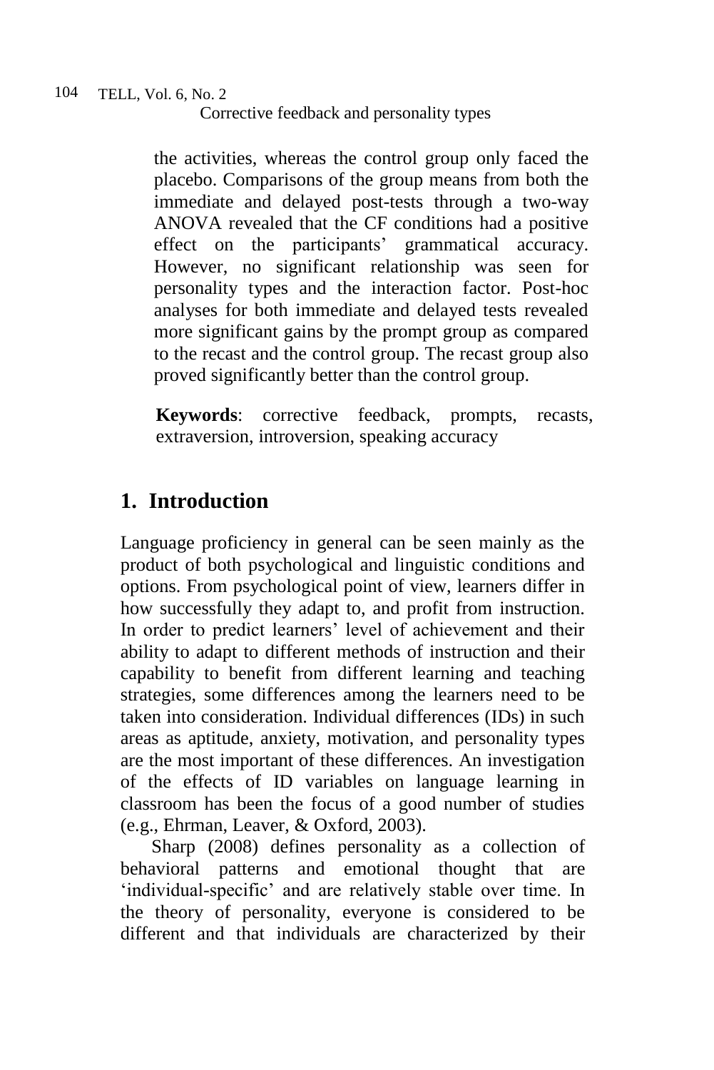the activities, whereas the control group only faced the placebo. Comparisons of the group means from both the immediate and delayed post-tests through a two-way ANOVA revealed that the CF conditions had a positive effect on the participants' grammatical accuracy. However, no significant relationship was seen for personality types and the interaction factor. Post-hoc analyses for both immediate and delayed tests revealed more significant gains by the prompt group as compared to the recast and the control group. The recast group also proved significantly better than the control group.

**Keywords**: corrective feedback, prompts, recasts, extraversion, introversion, speaking accuracy

## 1. Introduction

Language proficiency in general can be seen mainly as the product of both psychological and linguistic conditions and options. From psychological point of view, learners differ in how successfully they adapt to, and profit from instruction. In order to predict learners' level of achievement and their ability to adapt to different methods of instruction and their capability to benefit from different learning and teaching strategies, some differences among the learners need to be taken into consideration. Individual differences (IDs) in such areas as aptitude, anxiety, motivation, and personality types are the most important of these differences. An investigation of the effects of ID variables on language learning in classroom has been the focus of a good number of studies (e.g., Ehrman, Leaver, & Oxford, 2003).

Sharp (2008) defines personality as a collection of behavioral patterns and emotional thought that are 'individual-specific' and are relatively stable over time. In the theory of personality, everyone is considered to be different and that individuals are characterized by their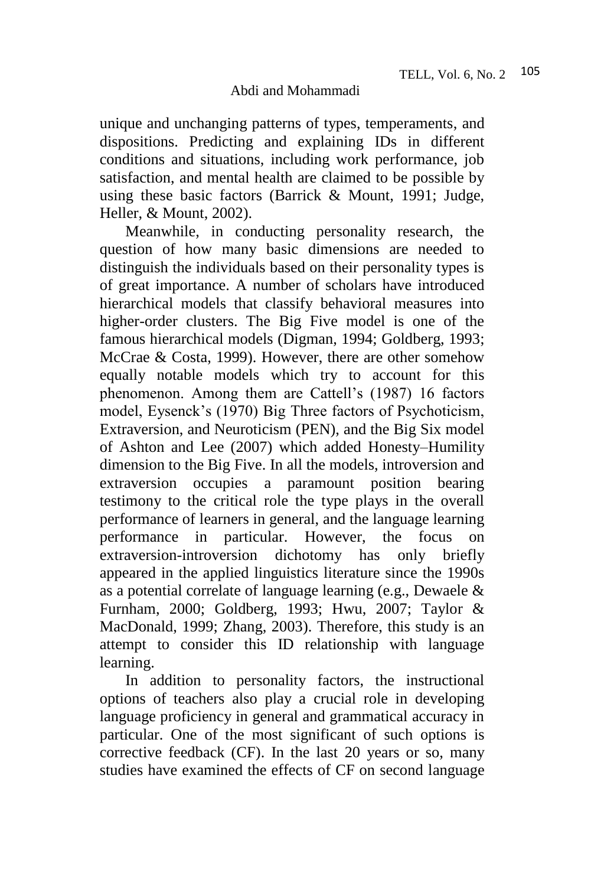unique and unchanging patterns of types, temperaments, and dispositions. Predicting and explaining IDs in different conditions and situations, including work performance, job satisfaction, and mental health are claimed to be possible by using these basic factors (Barrick & Mount, 1991; Judge, Heller, & Mount, 2002).

Meanwhile, in conducting personality research, the question of how many basic dimensions are needed to distinguish the individuals based on their personality types is of great importance. A number of scholars have introduced hierarchical models that classify behavioral measures into higher-order clusters. The Big Five model is one of the famous hierarchical models (Digman, 1994; Goldberg, 1993; McCrae & Costa, 1999). However, there are other somehow equally notable models which try to account for this phenomenon. Among them are Cattell's (1987) 16 factors model, Eysenck's (1970) Big Three factors of Psychoticism, Extraversion, and Neuroticism (PEN), and the Big Six model of Ashton and Lee (2007) which added Honesty–Humility dimension to the Big Five. In all the models, introversion and extraversion occupies a paramount position bearing testimony to the critical role the type plays in the overall performance of learners in general, and the language learning performance in particular. However, the focus on extraversion-introversion dichotomy has only briefly appeared in the applied linguistics literature since the 1990s as a potential correlate of language learning (e.g., Dewaele & Furnham, 2000; Goldberg, 1993; Hwu, 2007; Taylor & MacDonald, 1999; Zhang, 2003). Therefore, this study is an attempt to consider this ID relationship with language learning.

In addition to personality factors, the instructional options of teachers also play a crucial role in developing language proficiency in general and grammatical accuracy in particular. One of the most significant of such options is corrective feedback (CF). In the last 20 years or so, many studies have examined the effects of CF on second language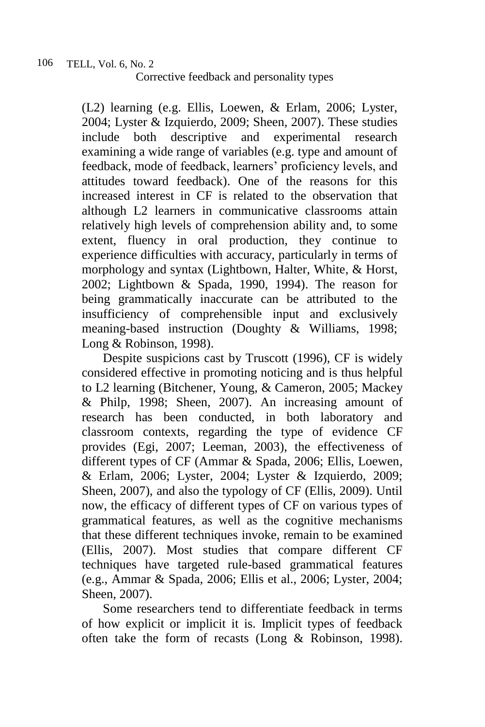(L2) learning (e.g. Ellis, Loewen, & Erlam, 2006; Lyster, 2004; Lyster & Izquierdo, 2009; Sheen, 2007). These studies include both descriptive and experimental research examining a wide range of variables (e.g. type and amount of feedback, mode of feedback, learners' proficiency levels, and attitudes toward feedback). One of the reasons for this increased interest in CF is related to the observation that although L2 learners in communicative classrooms attain relatively high levels of comprehension ability and, to some extent, fluency in oral production, they continue to experience difficulties with accuracy, particularly in terms of morphology and syntax (Lightbown, Halter, White, & Horst, 2002; Lightbown & Spada, 1990, 1994). The reason for being grammatically inaccurate can be attributed to the insufficiency of comprehensible input and exclusively meaning-based instruction (Doughty & Williams, 1998; Long & Robinson, 1998).

Despite suspicions cast by Truscott (1996), CF is widely considered effective in promoting noticing and is thus helpful to L2 learning (Bitchener, Young, & Cameron, 2005; Mackey & Philp, 1998; Sheen, 2007). An increasing amount of research has been conducted, in both laboratory and classroom contexts, regarding the type of evidence CF provides (Egi, 2007; Leeman, 2003), the effectiveness of different types of CF (Ammar & Spada, 2006; Ellis, Loewen, & Erlam, 2006; Lyster, 2004; Lyster & Izquierdo, 2009; Sheen, 2007), and also the typology of CF (Ellis, 2009). Until now, the efficacy of different types of CF on various types of grammatical features, as well as the cognitive mechanisms that these different techniques invoke, remain to be examined (Ellis, 2007). Most studies that compare different CF techniques have targeted rule-based grammatical features (e.g., Ammar & Spada, 2006; Ellis et al., 2006; Lyster, 2004; Sheen, 2007).

Some researchers tend to differentiate feedback in terms of how explicit or implicit it is. Implicit types of feedback often take the form of recasts (Long & Robinson, 1998).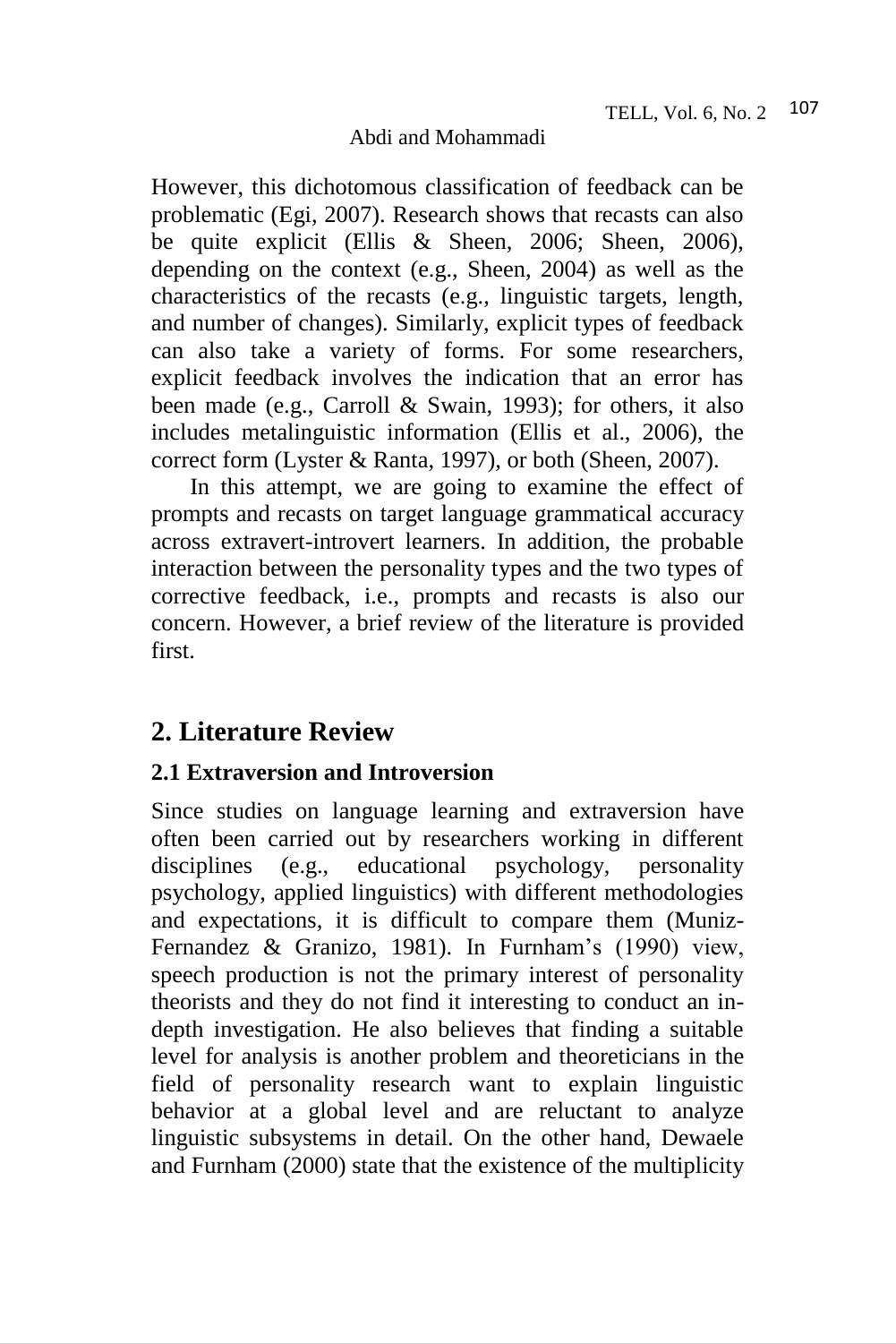However, this dichotomous classification of feedback can be problematic (Egi, 2007). Research shows that recasts can also be quite explicit (Ellis & Sheen, 2006; Sheen, 2006), depending on the context (e.g., Sheen, 2004) as well as the characteristics of the recasts (e.g., linguistic targets, length, and number of changes). Similarly, explicit types of feedback can also take a variety of forms. For some researchers, explicit feedback involves the indication that an error has been made (e.g., Carroll & Swain, 1993); for others, it also includes metalinguistic information (Ellis et al., 2006), the correct form (Lyster & Ranta, 1997), or both (Sheen, 2007).

In this attempt, we are going to examine the effect of prompts and recasts on target language grammatical accuracy across extravert-introvert learners. In addition, the probable interaction between the personality types and the two types of corrective feedback, i.e., prompts and recasts is also our concern. However, a brief review of the literature is provided first.

## 2. Literature Review

### 2.1 Extraversion and Introversion

Since studies on language learning and extraversion have often been carried out by researchers working in different disciplines (e.g., educational psychology, personality psychology, applied linguistics) with different methodologies and expectations, it is difficult to compare them (Muniz-Fernandez & Granizo, 1981). In Furnham's (1990) view, speech production is not the primary interest of personality theorists and they do not find it interesting to conduct an in-depth investigation. He also believes that finding a suitable level for analysis is another problem and theoreticians in the field of personality research want to explain linguistic behavior at a global level and are reluctant to analyze linguistic subsystems in detail. On the other hand, Dewaele and Furnham (2000) state that the existence of the multiplicity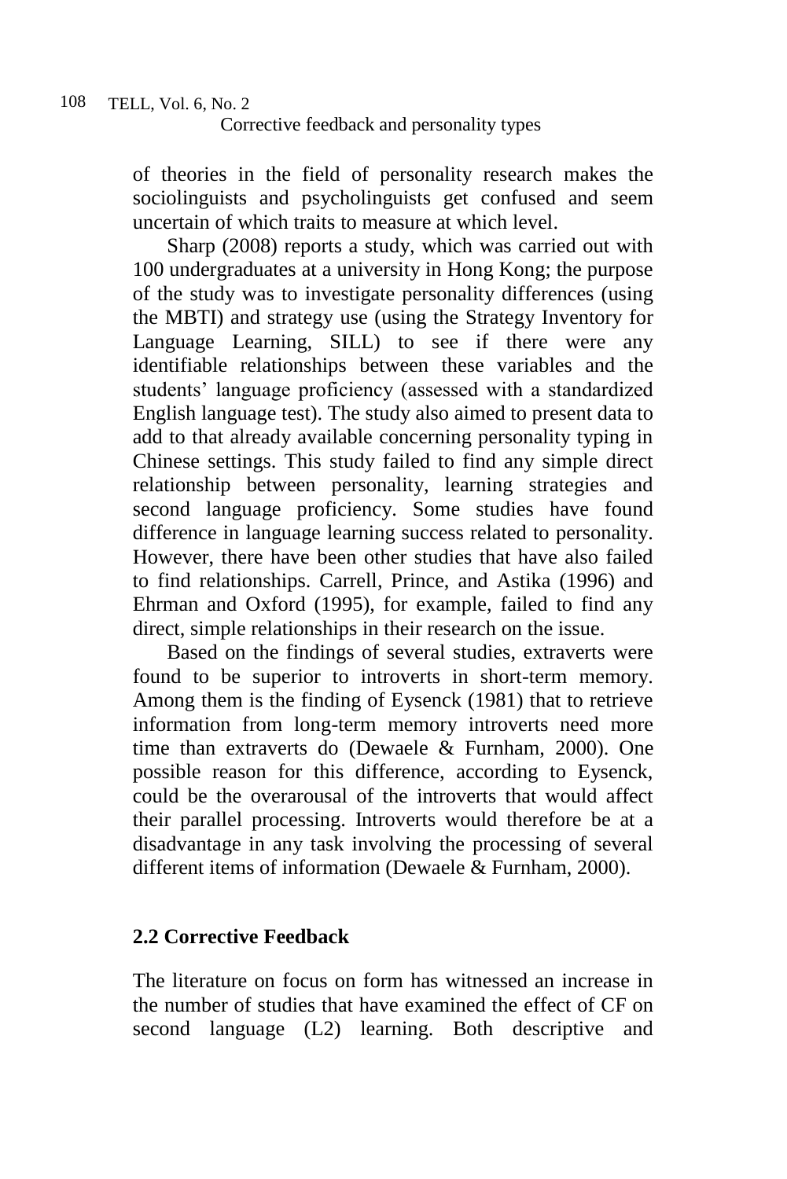of theories in the field of personality research makes the sociolinguists and psycholinguists get confused and seem uncertain of which traits to measure at which level.

Sharp (2008) reports a study, which was carried out with 100 undergraduates at a university in Hong Kong; the purpose of the study was to investigate personality differences (using the MBTI) and strategy use (using the Strategy Inventory for Language Learning, SILL) to see if there were any identifiable relationships between these variables and the students' language proficiency (assessed with a standardized English language test). The study also aimed to present data to add to that already available concerning personality typing in Chinese settings. This study failed to find any simple direct relationship between personality, learning strategies and second language proficiency. Some studies have found difference in language learning success related to personality. However, there have been other studies that have also failed to find relationships. Carrell, Prince, and Astika (1996) and Ehrman and Oxford (1995), for example, failed to find any direct, simple relationships in their research on the issue.

Based on the findings of several studies, extraverts were found to be superior to introverts in short-term memory. Among them is the finding of Eysenck (1981) that to retrieve information from long-term memory introverts need more time than extraverts do (Dewaele & Furnham, 2000). One possible reason for this difference, according to Eysenck, could be the overarousal of the introverts that would affect their parallel processing. Introverts would therefore be at a disadvantage in any task involving the processing of several different items of information (Dewaele & Furnham, 2000).

## 2.2 Corrective Feedback

The literature on focus on form has witnessed an increase in the number of studies that have examined the effect of CF on second language (L2) learning. Both descriptive and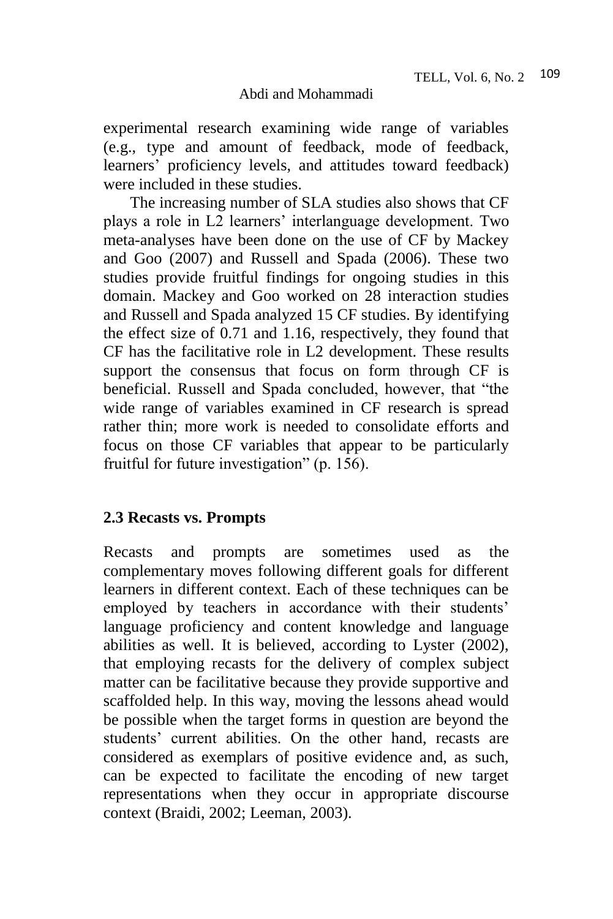experimental research examining wide range of variables (e.g., type and amount of feedback, mode of feedback, learners' proficiency levels, and attitudes toward feedback) were included in these studies.

The increasing number of SLA studies also shows that CF plays a role in L2 learners' interlanguage development. Two meta-analyses have been done on the use of CF by Mackey and Goo (2007) and Russell and Spada (2006). These two studies provide fruitful findings for ongoing studies in this domain. Mackey and Goo worked on 28 interaction studies and Russell and Spada analyzed 15 CF studies. By identifying the effect size of 0.71 and 1.16, respectively, they found that CF has the facilitative role in L2 development. These results support the consensus that focus on form through CF is beneficial. Russell and Spada concluded, however, that "the wide range of variables examined in CF research is spread rather thin; more work is needed to consolidate efforts and focus on those CF variables that appear to be particularly fruitful for future investigation" (p. 156).

### 2.3 Recasts vs. Prompts

Recasts and prompts are sometimes used as the complementary moves following different goals for different learners in different context. Each of these techniques can be employed by teachers in accordance with their students' language proficiency and content knowledge and language abilities as well. It is believed, according to Lyster (2002), that employing recasts for the delivery of complex subject matter can be facilitative because they provide supportive and scaffolded help. In this way, moving the lessons ahead would be possible when the target forms in question are beyond the students' current abilities. On the other hand, recasts are considered as exemplars of positive evidence and, as such, can be expected to facilitate the encoding of new target representations when they occur in appropriate discourse context (Braidi, 2002; Leeman, 2003).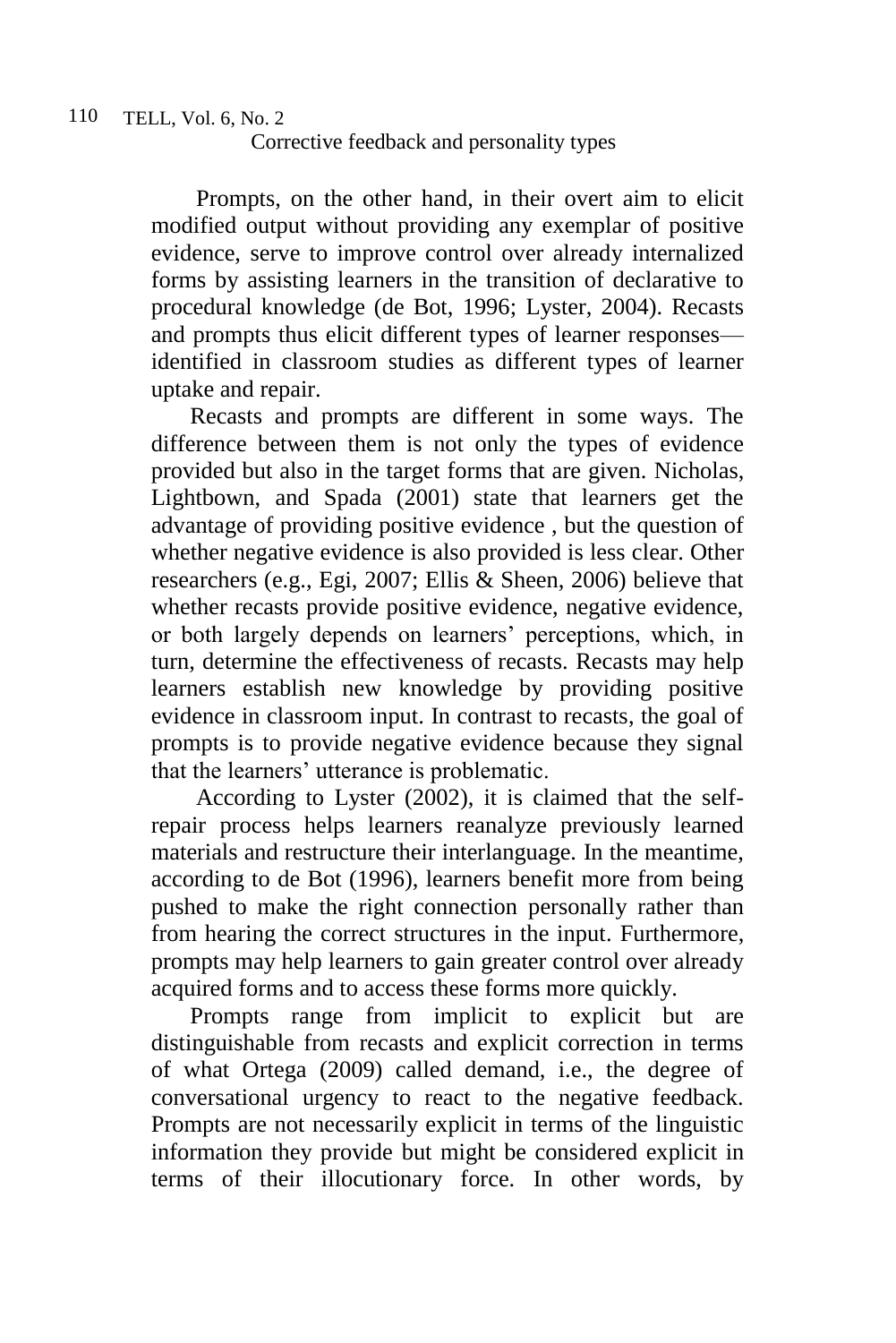Prompts, on the other hand, in their overt aim to elicit modified output without providing any exemplar of positive evidence, serve to improve control over already internalized forms by assisting learners in the transition of declarative to procedural knowledge (de Bot, 1996; Lyster, 2004). Recasts and prompts thus elicit different types of learner responses—identified in classroom studies as different types of learner uptake and repair.

Recasts and prompts are different in some ways. The difference between them is not only the types of evidence provided but also in the target forms that are given. Nicholas, Lightbown, and Spada (2001) state that learners get the advantage of providing positive evidence , but the question of whether negative evidence is also provided is less clear. Other researchers (e.g., Egi, 2007; Ellis & Sheen, 2006) believe that whether recasts provide positive evidence, negative evidence, or both largely depends on learners' perceptions, which, in turn, determine the effectiveness of recasts. Recasts may help learners establish new knowledge by providing positive evidence in classroom input. In contrast to recasts, the goal of prompts is to provide negative evidence because they signal that the learners' utterance is problematic.

According to Lyster (2002), it is claimed that the self-repair process helps learners reanalyze previously learned materials and restructure their interlanguage. In the meantime, according to de Bot (1996), learners benefit more from being pushed to make the right connection personally rather than from hearing the correct structures in the input. Furthermore, prompts may help learners to gain greater control over already acquired forms and to access these forms more quickly.

Prompts range from implicit to explicit but are distinguishable from recasts and explicit correction in terms of what Ortega (2009) called demand, i.e., the degree of conversational urgency to react to the negative feedback. Prompts are not necessarily explicit in terms of the linguistic information they provide but might be considered explicit in terms of their illocutionary force. In other words, by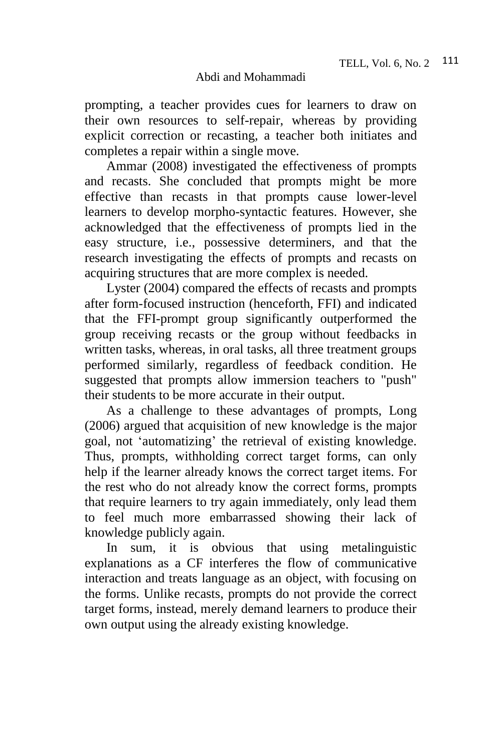prompting, a teacher provides cues for learners to draw on their own resources to self-repair, whereas by providing explicit correction or recasting, a teacher both initiates and completes a repair within a single move.

Ammar (2008) investigated the effectiveness of prompts and recasts. She concluded that prompts might be more effective than recasts in that prompts cause lower-level learners to develop morpho-syntactic features. However, she acknowledged that the effectiveness of prompts lied in the easy structure, i.e., possessive determiners, and that the research investigating the effects of prompts and recasts on acquiring structures that are more complex is needed.

Lyster (2004) compared the effects of recasts and prompts after form-focused instruction (henceforth, FFI) and indicated that the FFI-prompt group significantly outperformed the group receiving recasts or the group without feedbacks in written tasks, whereas, in oral tasks, all three treatment groups performed similarly, regardless of feedback condition. He suggested that prompts allow immersion teachers to "push" their students to be more accurate in their output.

As a challenge to these advantages of prompts, Long (2006) argued that acquisition of new knowledge is the major goal, not 'automatizing' the retrieval of existing knowledge. Thus, prompts, withholding correct target forms, can only help if the learner already knows the correct target items. For the rest who do not already know the correct forms, prompts that require learners to try again immediately, only lead them to feel much more embarrassed showing their lack of knowledge publicly again.

In sum, it is obvious that using metalinguistic explanations as a CF interferes the flow of communicative interaction and treats language as an object, with focusing on the forms. Unlike recasts, prompts do not provide the correct target forms, instead, merely demand learners to produce their own output using the already existing knowledge.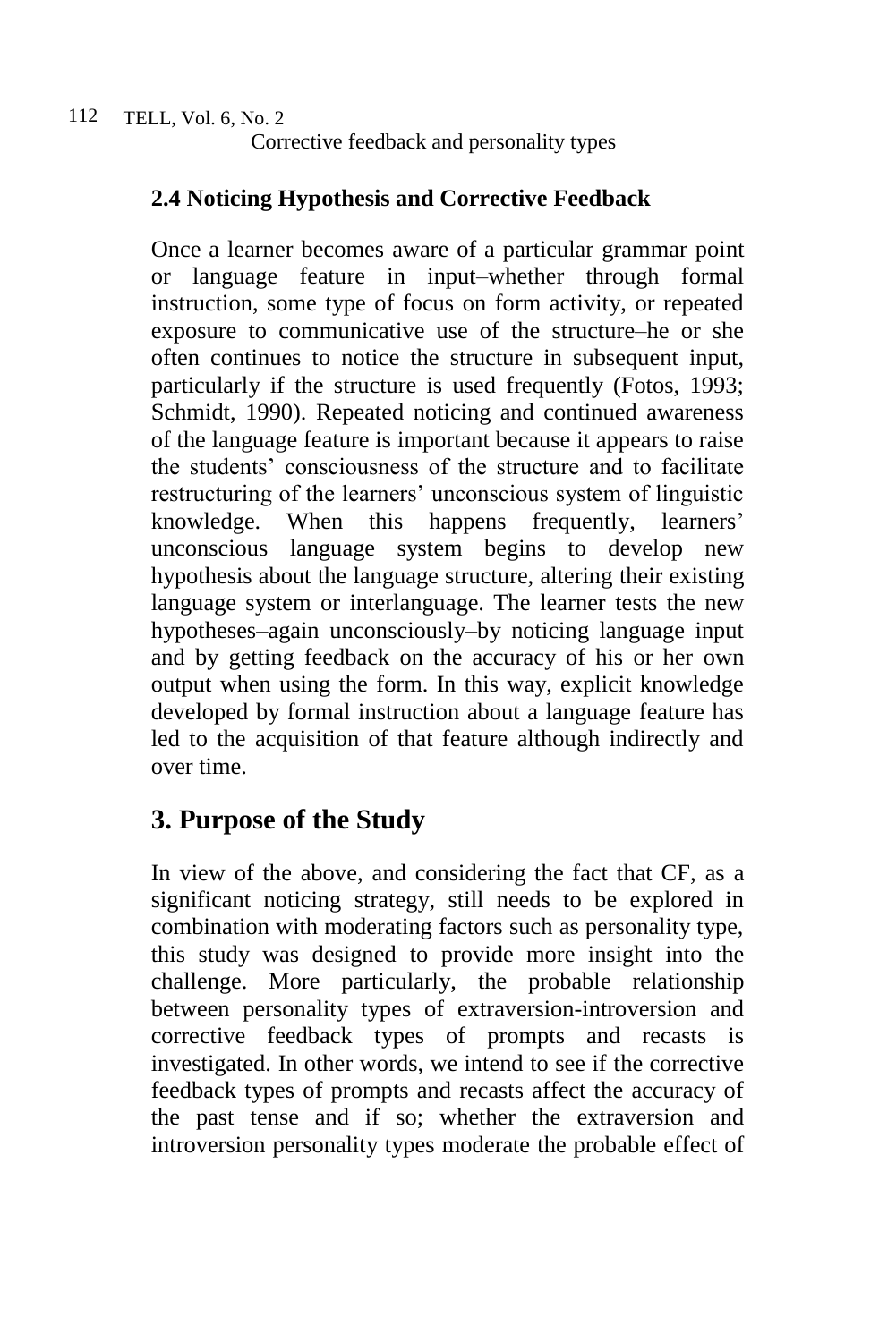### 2.4 Noticing Hypothesis and Corrective Feedback

Once a learner becomes aware of a particular grammar point or language feature in input–whether through formal instruction, some type of focus on form activity, or repeated exposure to communicative use of the structure–he or she often continues to notice the structure in subsequent input, particularly if the structure is used frequently (Fotos, 1993; Schmidt, 1990). Repeated noticing and continued awareness of the language feature is important because it appears to raise the students' consciousness of the structure and to facilitate restructuring of the learners' unconscious system of linguistic knowledge. When this happens frequently, learners' unconscious language system begins to develop new hypothesis about the language structure, altering their existing language system or interlanguage. The learner tests the new hypotheses–again unconsciously–by noticing language input and by getting feedback on the accuracy of his or her own output when using the form. In this way, explicit knowledge developed by formal instruction about a language feature has led to the acquisition of that feature although indirectly and over time.

## 3. Purpose of the Study

In view of the above, and considering the fact that CF, as a significant noticing strategy, still needs to be explored in combination with moderating factors such as personality type, this study was designed to provide more insight into the challenge. More particularly, the probable relationship between personality types of extraversion-introversion and corrective feedback types of prompts and recasts is investigated. In other words, we intend to see if the corrective feedback types of prompts and recasts affect the accuracy of the past tense and if so; whether the extraversion and introversion personality types moderate the probable effect of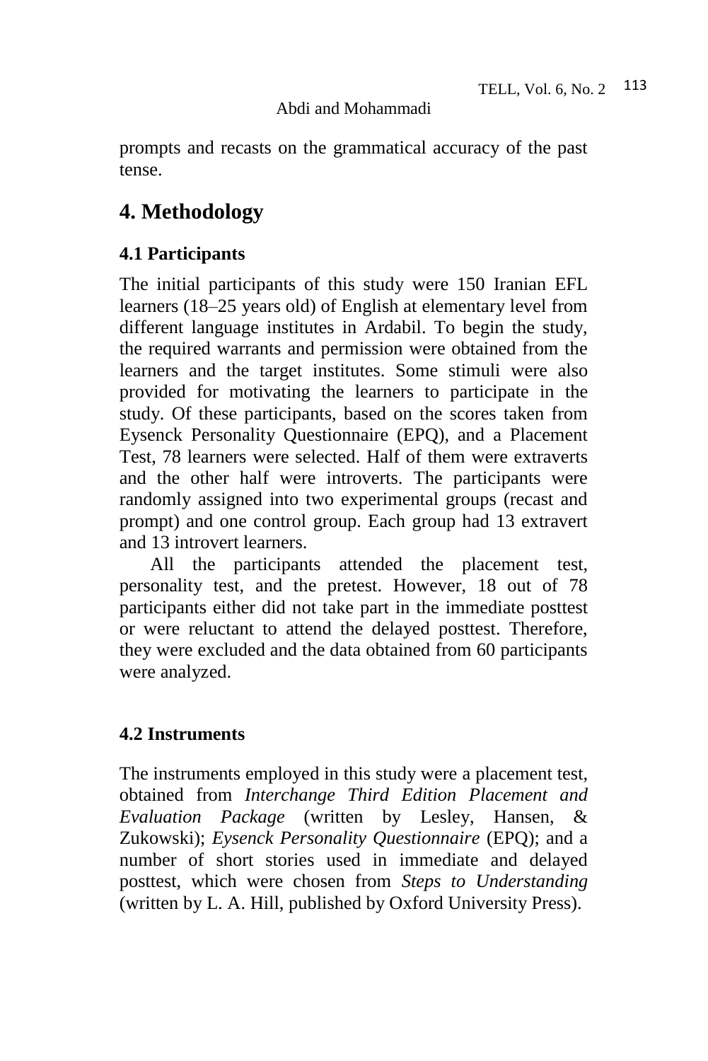prompts and recasts on the grammatical accuracy of the past tense.

# 4. Methodology

## 4.1 Participants

The initial participants of this study were 150 Iranian EFL learners (18–25 years old) of English at elementary level from different language institutes in Ardabil. To begin the study, the required warrants and permission were obtained from the learners and the target institutes. Some stimuli were also provided for motivating the learners to participate in the study. Of these participants, based on the scores taken from Eysenck Personality Questionnaire (EPQ), and a Placement Test, 78 learners were selected. Half of them were extraverts and the other half were introverts. The participants were randomly assigned into two experimental groups (recast and prompt) and one control group. Each group had 13 extravert and 13 introvert learners.

All the participants attended the placement test, personality test, and the pretest. However, 18 out of 78 participants either did not take part in the immediate posttest or were reluctant to attend the delayed posttest. Therefore, they were excluded and the data obtained from 60 participants were analyzed.

## 4.2 Instruments

The instruments employed in this study were a placement test, obtained from *Interchange Third Edition Placement and Evaluation Package* (written by Lesley, Hansen, & Zukowski); *Eysenck Personality Questionnaire* (EPQ); and a number of short stories used in immediate and delayed posttest, which were chosen from *Steps to Understanding* (written by L. A. Hill, published by Oxford University Press).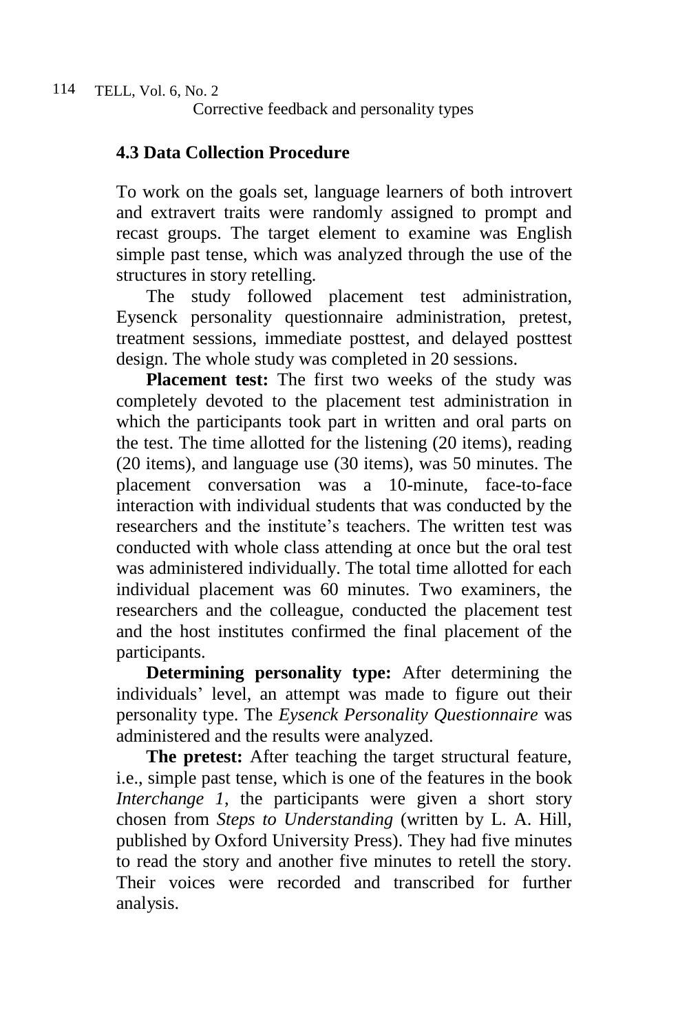### 4.3 Data Collection Procedure

To work on the goals set, language learners of both introvert and extravert traits were randomly assigned to prompt and recast groups. The target element to examine was English simple past tense, which was analyzed through the use of the structures in story retelling.

The study followed placement test administration, Eysenck personality questionnaire administration, pretest, treatment sessions, immediate posttest, and delayed posttest design. The whole study was completed in 20 sessions.

**Placement test:** The first two weeks of the study was completely devoted to the placement test administration in which the participants took part in written and oral parts on the test. The time allotted for the listening (20 items), reading (20 items), and language use (30 items), was 50 minutes. The placement conversation was a 10-minute, face-to-face interaction with individual students that was conducted by the researchers and the institute's teachers. The written test was conducted with whole class attending at once but the oral test was administered individually. The total time allotted for each individual placement was 60 minutes. Two examiners, the researchers and the colleague, conducted the placement test and the host institutes confirmed the final placement of the participants.

**Determining personality type:** After determining the individuals' level, an attempt was made to figure out their personality type. The *Eysenck Personality Questionnaire* was administered and the results were analyzed.

**The pretest:** After teaching the target structural feature, i.e., simple past tense, which is one of the features in the book *Interchange 1*, the participants were given a short story chosen from *Steps to Understanding* (written by L. A. Hill, published by Oxford University Press). They had five minutes to read the story and another five minutes to retell the story. Their voices were recorded and transcribed for further analysis.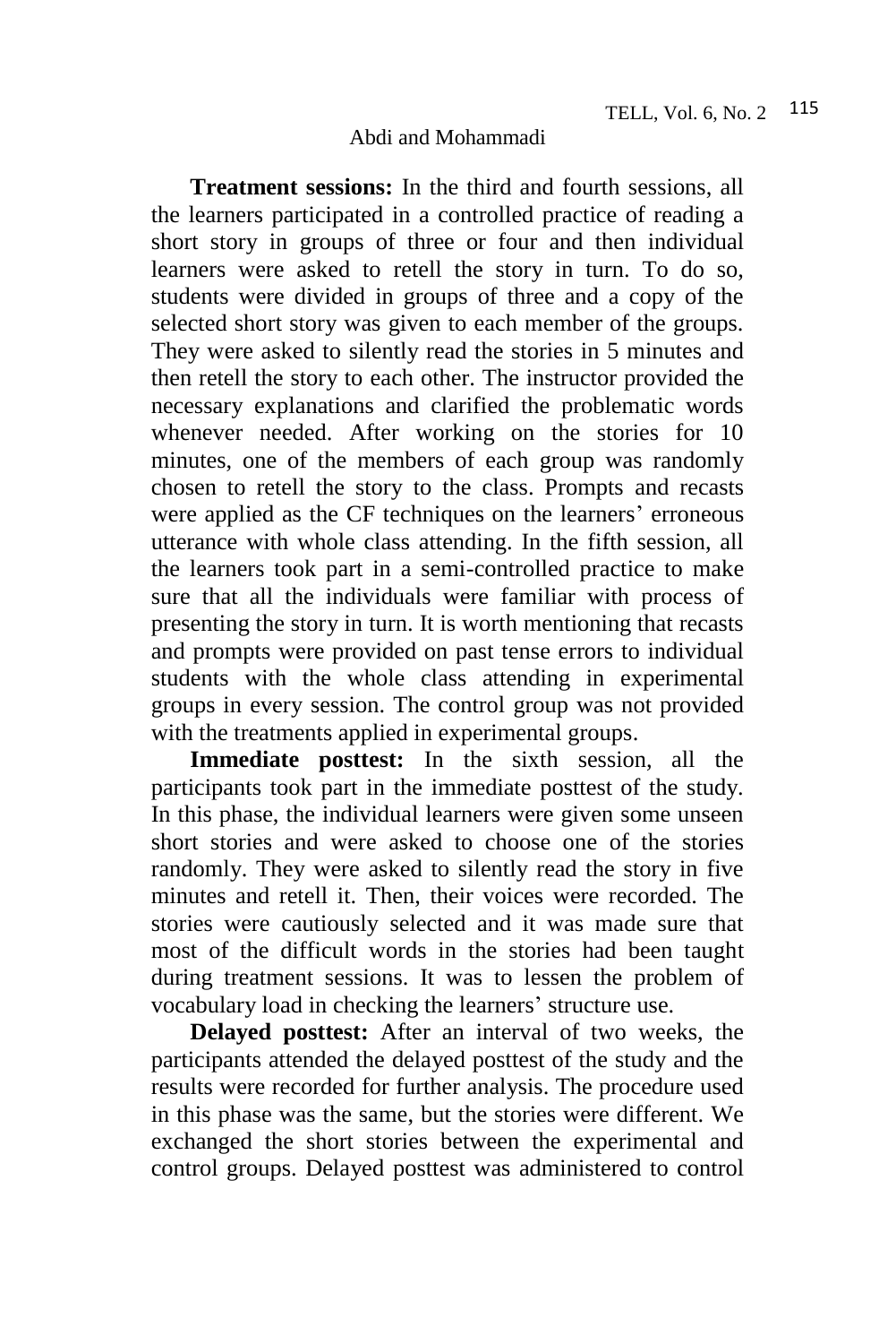**Treatment sessions:** In the third and fourth sessions, all the learners participated in a controlled practice of reading a short story in groups of three or four and then individual learners were asked to retell the story in turn. To do so, students were divided in groups of three and a copy of the selected short story was given to each member of the groups. They were asked to silently read the stories in 5 minutes and then retell the story to each other. The instructor provided the necessary explanations and clarified the problematic words whenever needed. After working on the stories for 10 minutes, one of the members of each group was randomly chosen to retell the story to the class. Prompts and recasts were applied as the CF techniques on the learners' erroneous utterance with whole class attending. In the fifth session, all the learners took part in a semi-controlled practice to make sure that all the individuals were familiar with process of presenting the story in turn. It is worth mentioning that recasts and prompts were provided on past tense errors to individual students with the whole class attending in experimental groups in every session. The control group was not provided with the treatments applied in experimental groups.

**Immediate posttest:** In the sixth session, all the participants took part in the immediate posttest of the study. In this phase, the individual learners were given some unseen short stories and were asked to choose one of the stories randomly. They were asked to silently read the story in five minutes and retell it. Then, their voices were recorded. The stories were cautiously selected and it was made sure that most of the difficult words in the stories had been taught during treatment sessions. It was to lessen the problem of vocabulary load in checking the learners' structure use.

**Delayed posttest:** After an interval of two weeks, the participants attended the delayed posttest of the study and the results were recorded for further analysis. The procedure used in this phase was the same, but the stories were different. We exchanged the short stories between the experimental and control groups. Delayed posttest was administered to control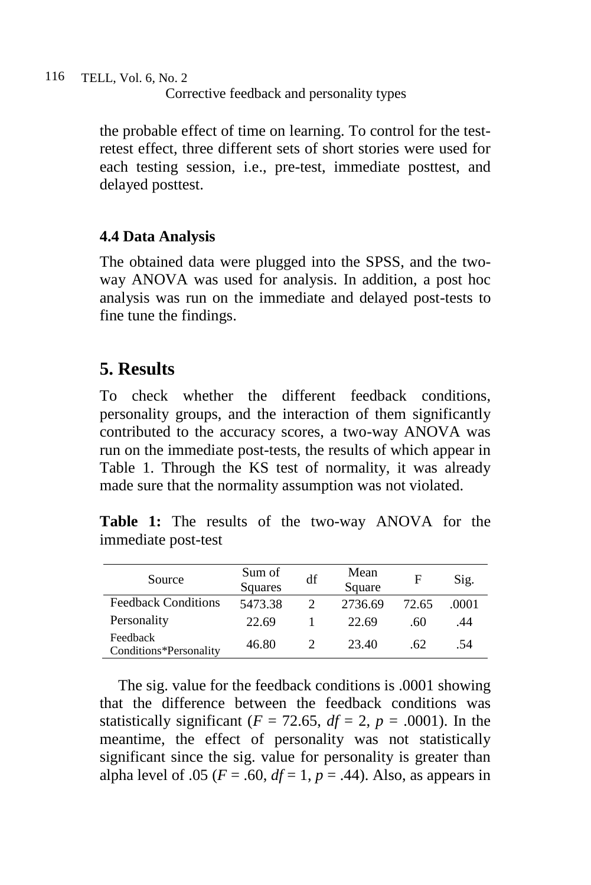the probable effect of time on learning. To control for the test-retest effect, three different sets of short stories were used for each testing session, i.e., pre-test, immediate posttest, and delayed posttest.

### 4.4 Data Analysis

The obtained data were plugged into the SPSS, and the two-way ANOVA was used for analysis. In addition, a post hoc analysis was run on the immediate and delayed post-tests to fine tune the findings.

## 5. Results

To check whether the different feedback conditions, personality groups, and the interaction of them significantly contributed to the accuracy scores, a two-way ANOVA was run on the immediate post-tests, the results of which appear in Table 1. Through the KS test of normality, it was already made sure that the normality assumption was not violated.

**Table 1:** The results of the two-way ANOVA for the immediate post-test

| Source | Sum of Squares | df | Mean Square | F | Sig. |
|---|---|---|---|---|---|
| Feedback Conditions | 5473.38 | 2 | 2736.69 | 72.65 | .0001 |
| Personality | 22.69 | 1 | 22.69 | .60 | .44 |
| Feedback Conditions*Personality | 46.80 | 2 | 23.40 | .62 | .54 |

The sig. value for the feedback conditions is .0001 showing that the difference between the feedback conditions was statistically significant ($F = 72.65$, $df = 2$, $p = .0001$). In the meantime, the effect of personality was not statistically significant since the sig. value for personality is greater than alpha level of .05 ($F = .60$, $df = 1$, $p = .44$). Also, as appears in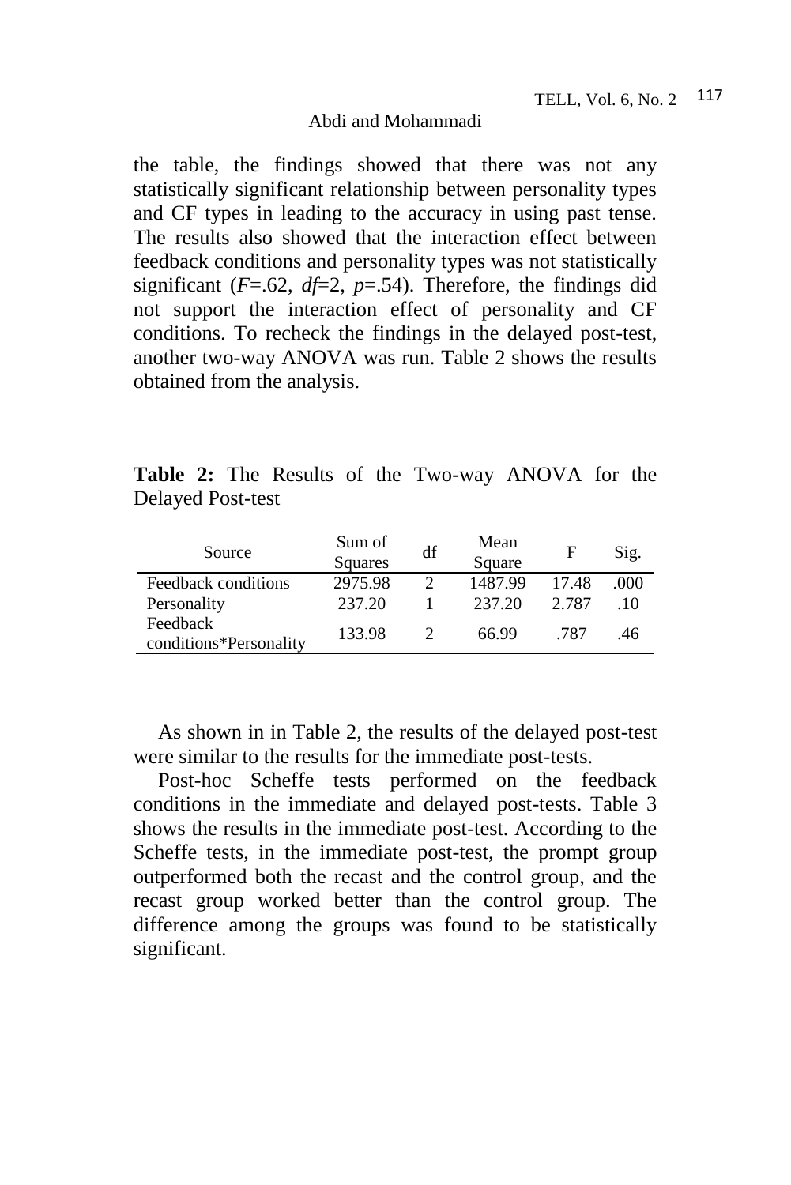the table, the findings showed that there was not any statistically significant relationship between personality types and CF types in leading to the accuracy in using past tense. The results also showed that the interaction effect between feedback conditions and personality types was not statistically significant ($F$=.62, $df$=2, $p$=.54). Therefore, the findings did not support the interaction effect of personality and CF conditions. To recheck the findings in the delayed post-test, another two-way ANOVA was run. Table 2 shows the results obtained from the analysis.

**Table 2:** The Results of the Two-way ANOVA for the Delayed Post-test

| Source | Sum of Squares | df | Mean Square | F | Sig. |
|---|---|---|---|---|---|
| Feedback conditions | 2975.98 | 2 | 1487.99 | 17.48 | .000 |
| Personality | 237.20 | 1 | 237.20 | 2.787 | .10 |
| Feedback conditions*Personality | 133.98 | 2 | 66.99 | .787 | .46 |

As shown in in Table 2, the results of the delayed post-test were similar to the results for the immediate post-tests.

Post-hoc Scheffe tests performed on the feedback conditions in the immediate and delayed post-tests. Table 3 shows the results in the immediate post-test. According to the Scheffe tests, in the immediate post-test, the prompt group outperformed both the recast and the control group, and the recast group worked better than the control group. The difference among the groups was found to be statistically significant.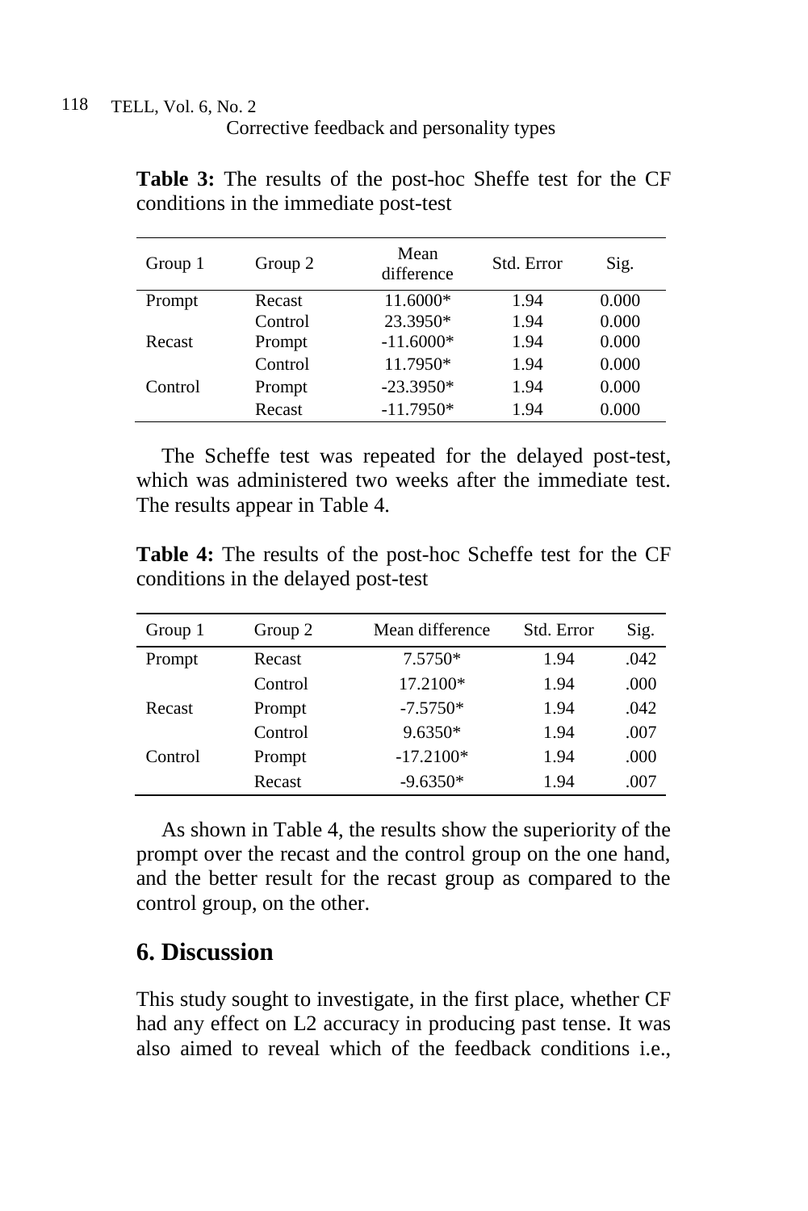**Table 3:** The results of the post-hoc Sheffe test for the CF conditions in the immediate post-test

| Group 1 | Group 2 | Mean difference | Std. Error | Sig. |
|---|---|---|---|---|
| Prompt | Recast | 11.6000* | 1.94 | 0.000 |
| | Control | 23.3950* | 1.94 | 0.000 |
| Recast | Prompt | -11.6000* | 1.94 | 0.000 |
| | Control | 11.7950* | 1.94 | 0.000 |
| Control | Prompt | -23.3950* | 1.94 | 0.000 |
| | Recast | -11.7950* | 1.94 | 0.000 |

The Scheffe test was repeated for the delayed post-test, which was administered two weeks after the immediate test. The results appear in Table 4.

**Table 4:** The results of the post-hoc Scheffe test for the CF conditions in the delayed post-test

| Group 1 | Group 2 | Mean difference | Std. Error | Sig. |
|---|---|---|---|---|
| Prompt | Recast | 7.5750* | 1.94 | .042 |
| | Control | 17.2100* | 1.94 | .000 |
| Recast | Prompt | -7.5750* | 1.94 | .042 |
| | Control | 9.6350* | 1.94 | .007 |
| Control | Prompt | -17.2100* | 1.94 | .000 |
| | Recast | -9.6350* | 1.94 | .007 |

As shown in Table 4, the results show the superiority of the prompt over the recast and the control group on the one hand, and the better result for the recast group as compared to the control group, on the other.

## 6. Discussion

This study sought to investigate, in the first place, whether CF had any effect on L2 accuracy in producing past tense. It was also aimed to reveal which of the feedback conditions i.e.,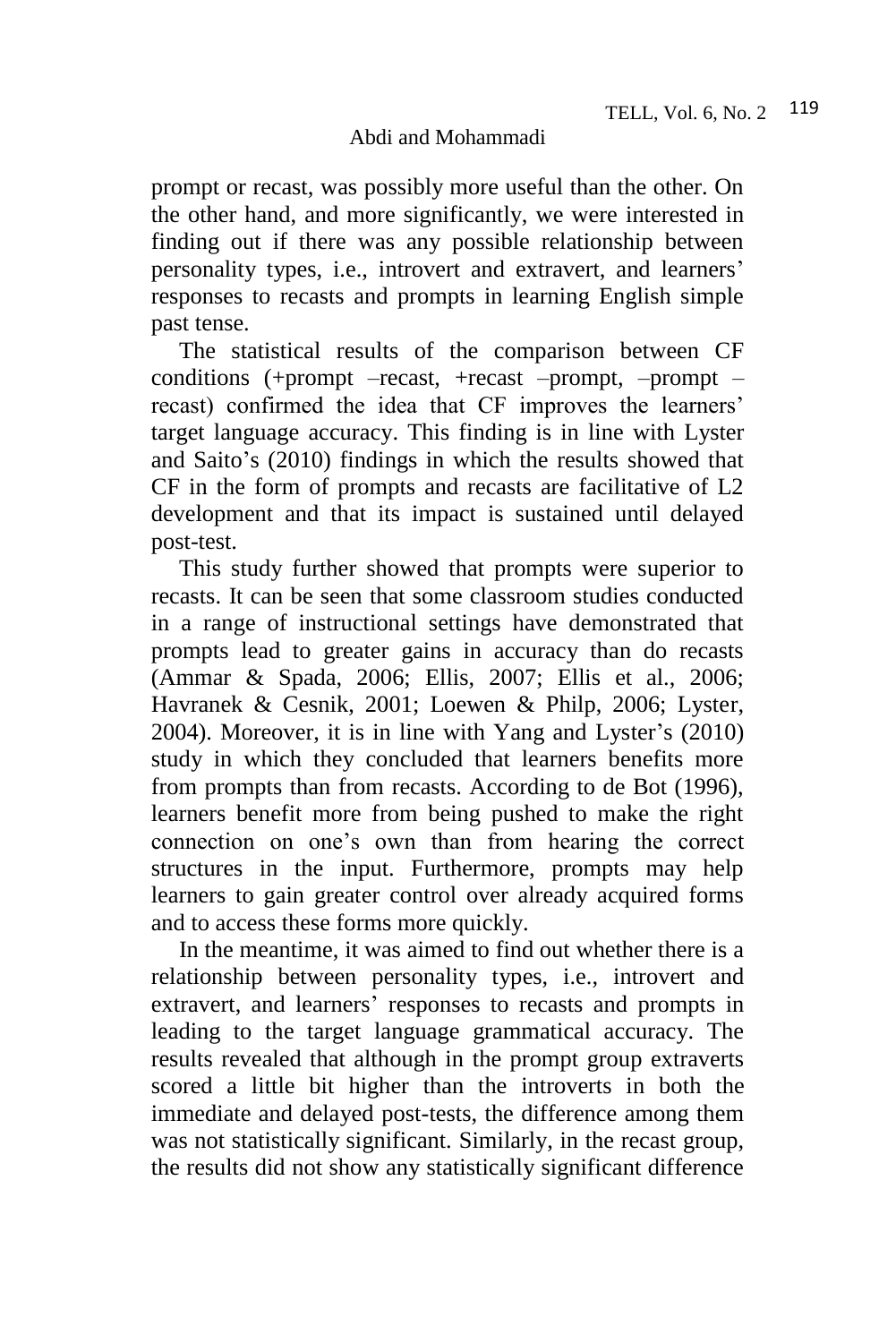prompt or recast, was possibly more useful than the other. On the other hand, and more significantly, we were interested in finding out if there was any possible relationship between personality types, i.e., introvert and extravert, and learners' responses to recasts and prompts in learning English simple past tense.

The statistical results of the comparison between CF conditions (+prompt –recast, +recast –prompt, –prompt –recast) confirmed the idea that CF improves the learners' target language accuracy. This finding is in line with Lyster and Saito's (2010) findings in which the results showed that CF in the form of prompts and recasts are facilitative of L2 development and that its impact is sustained until delayed post-test.

This study further showed that prompts were superior to recasts. It can be seen that some classroom studies conducted in a range of instructional settings have demonstrated that prompts lead to greater gains in accuracy than do recasts (Ammar & Spada, 2006; Ellis, 2007; Ellis et al., 2006; Havranek & Cesnik, 2001; Loewen & Philp, 2006; Lyster, 2004). Moreover, it is in line with Yang and Lyster's (2010) study in which they concluded that learners benefits more from prompts than from recasts. According to de Bot (1996), learners benefit more from being pushed to make the right connection on one's own than from hearing the correct structures in the input. Furthermore, prompts may help learners to gain greater control over already acquired forms and to access these forms more quickly.

In the meantime, it was aimed to find out whether there is a relationship between personality types, i.e., introvert and extravert, and learners' responses to recasts and prompts in leading to the target language grammatical accuracy. The results revealed that although in the prompt group extraverts scored a little bit higher than the introverts in both the immediate and delayed post-tests, the difference among them was not statistically significant. Similarly, in the recast group, the results did not show any statistically significant difference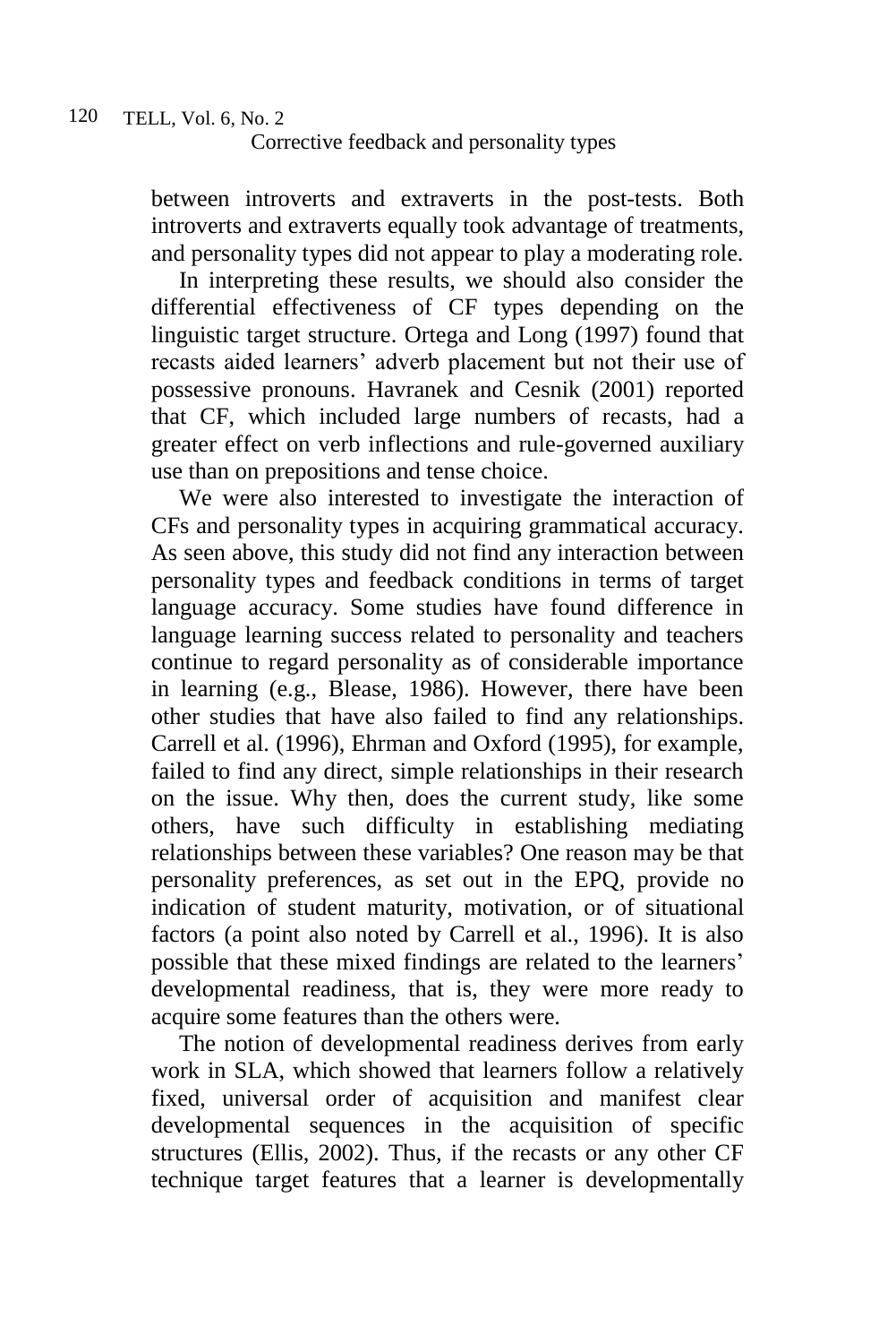between introverts and extraverts in the post-tests. Both introverts and extraverts equally took advantage of treatments, and personality types did not appear to play a moderating role.

In interpreting these results, we should also consider the differential effectiveness of CF types depending on the linguistic target structure. Ortega and Long (1997) found that recasts aided learners' adverb placement but not their use of possessive pronouns. Havranek and Cesnik (2001) reported that CF, which included large numbers of recasts, had a greater effect on verb inflections and rule-governed auxiliary use than on prepositions and tense choice.

We were also interested to investigate the interaction of CFs and personality types in acquiring grammatical accuracy. As seen above, this study did not find any interaction between personality types and feedback conditions in terms of target language accuracy. Some studies have found difference in language learning success related to personality and teachers continue to regard personality as of considerable importance in learning (e.g., Blease, 1986). However, there have been other studies that have also failed to find any relationships. Carrell et al. (1996), Ehrman and Oxford (1995), for example, failed to find any direct, simple relationships in their research on the issue. Why then, does the current study, like some others, have such difficulty in establishing mediating relationships between these variables? One reason may be that personality preferences, as set out in the EPQ, provide no indication of student maturity, motivation, or of situational factors (a point also noted by Carrell et al., 1996). It is also possible that these mixed findings are related to the learners' developmental readiness, that is, they were more ready to acquire some features than the others were.

The notion of developmental readiness derives from early work in SLA, which showed that learners follow a relatively fixed, universal order of acquisition and manifest clear developmental sequences in the acquisition of specific structures (Ellis, 2002). Thus, if the recasts or any other CF technique target features that a learner is developmentally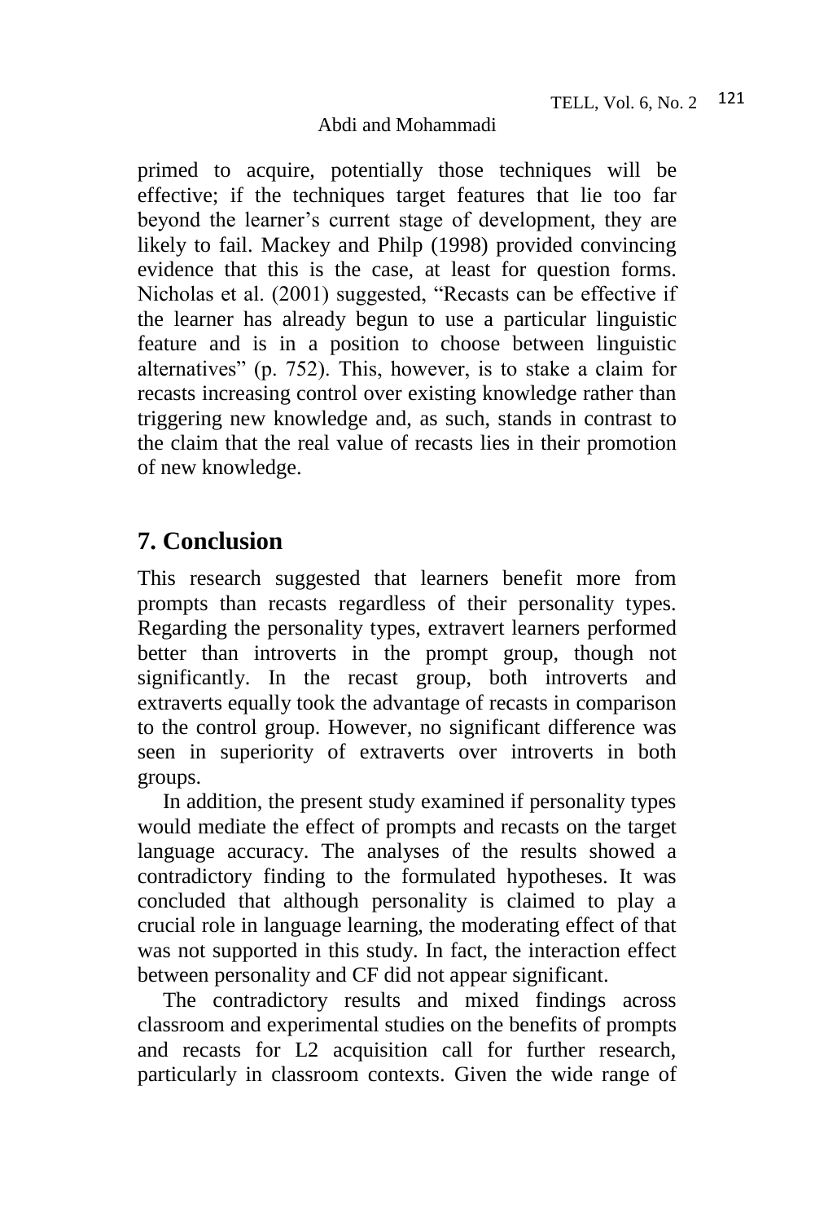primed to acquire, potentially those techniques will be effective; if the techniques target features that lie too far beyond the learner's current stage of development, they are likely to fail. Mackey and Philp (1998) provided convincing evidence that this is the case, at least for question forms. Nicholas et al. (2001) suggested, "Recasts can be effective if the learner has already begun to use a particular linguistic feature and is in a position to choose between linguistic alternatives" (p. 752). This, however, is to stake a claim for recasts increasing control over existing knowledge rather than triggering new knowledge and, as such, stands in contrast to the claim that the real value of recasts lies in their promotion of new knowledge.

## 7. Conclusion

This research suggested that learners benefit more from prompts than recasts regardless of their personality types. Regarding the personality types, extravert learners performed better than introverts in the prompt group, though not significantly. In the recast group, both introverts and extraverts equally took the advantage of recasts in comparison to the control group. However, no significant difference was seen in superiority of extraverts over introverts in both groups.

In addition, the present study examined if personality types would mediate the effect of prompts and recasts on the target language accuracy. The analyses of the results showed a contradictory finding to the formulated hypotheses. It was concluded that although personality is claimed to play a crucial role in language learning, the moderating effect of that was not supported in this study. In fact, the interaction effect between personality and CF did not appear significant.

The contradictory results and mixed findings across classroom and experimental studies on the benefits of prompts and recasts for L2 acquisition call for further research, particularly in classroom contexts. Given the wide range of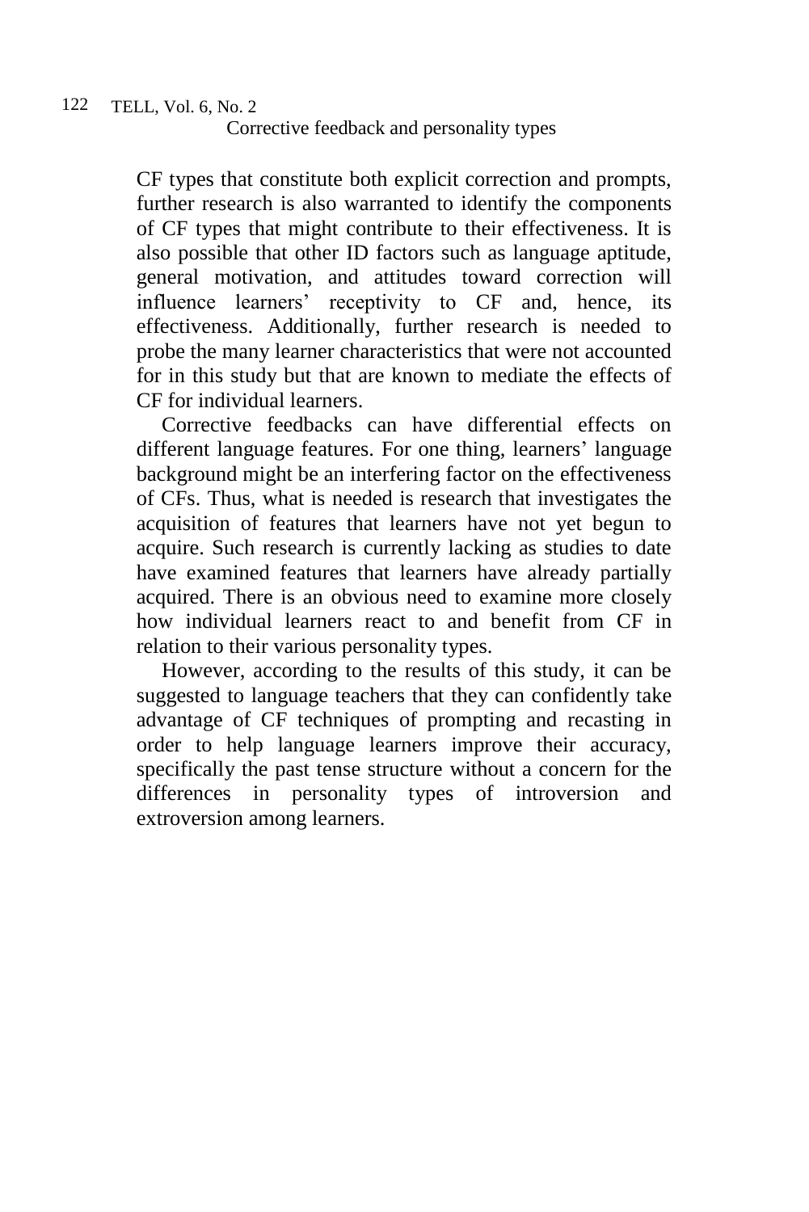CF types that constitute both explicit correction and prompts, further research is also warranted to identify the components of CF types that might contribute to their effectiveness. It is also possible that other ID factors such as language aptitude, general motivation, and attitudes toward correction will influence learners' receptivity to CF and, hence, its effectiveness. Additionally, further research is needed to probe the many learner characteristics that were not accounted for in this study but that are known to mediate the effects of CF for individual learners.

Corrective feedbacks can have differential effects on different language features. For one thing, learners' language background might be an interfering factor on the effectiveness of CFs. Thus, what is needed is research that investigates the acquisition of features that learners have not yet begun to acquire. Such research is currently lacking as studies to date have examined features that learners have already partially acquired. There is an obvious need to examine more closely how individual learners react to and benefit from CF in relation to their various personality types.

However, according to the results of this study, it can be suggested to language teachers that they can confidently take advantage of CF techniques of prompting and recasting in order to help language learners improve their accuracy, specifically the past tense structure without a concern for the differences in personality types of introversion and extroversion among learners.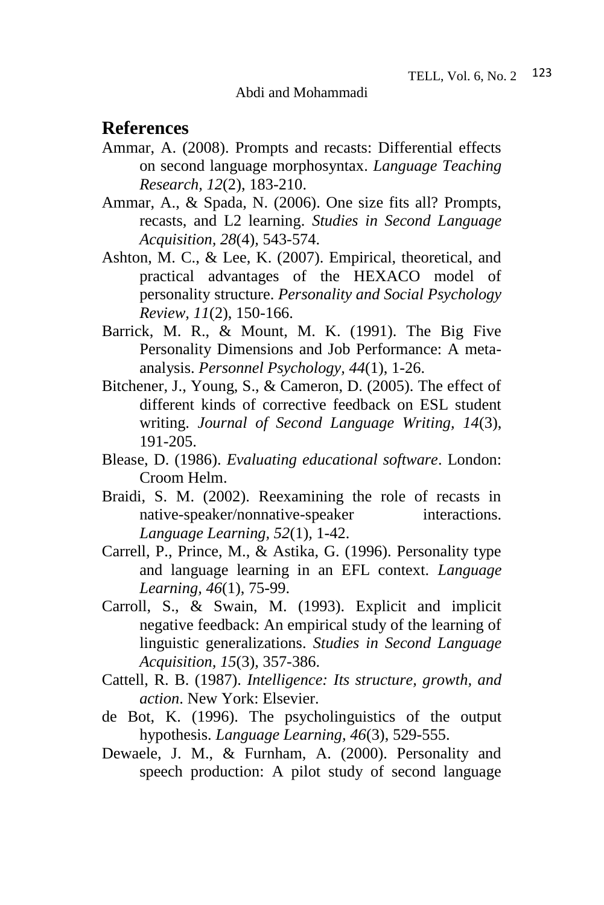## References

Ammar, A. (2008). Prompts and recasts: Differential effects on second language morphosyntax. *Language Teaching Research, 12*(2), 183-210.

Ammar, A., & Spada, N. (2006). One size fits all? Prompts, recasts, and L2 learning. *Studies in Second Language Acquisition, 28*(4), 543-574.

Ashton, M. C., & Lee, K. (2007). Empirical, theoretical, and practical advantages of the HEXACO model of personality structure. *Personality and Social Psychology Review, 11*(2), 150-166.

Barrick, M. R., & Mount, M. K. (1991). The Big Five Personality Dimensions and Job Performance: A meta-analysis. *Personnel Psychology, 44*(1), 1-26.

Bitchener, J., Young, S., & Cameron, D. (2005). The effect of different kinds of corrective feedback on ESL student writing. *Journal of Second Language Writing, 14*(3), 191-205.

Blease, D. (1986). *Evaluating educational software*. London: Croom Helm.

Braidi, S. M. (2002). Reexamining the role of recasts in native-speaker/nonnative-speaker interactions. *Language Learning, 52*(1), 1-42.

Carrell, P., Prince, M., & Astika, G. (1996). Personality type and language learning in an EFL context. *Language Learning, 46*(1), 75-99.

Carroll, S., & Swain, M. (1993). Explicit and implicit negative feedback: An empirical study of the learning of linguistic generalizations. *Studies in Second Language Acquisition, 15*(3), 357-386.

Cattell, R. B. (1987). *Intelligence: Its structure, growth, and action*. New York: Elsevier.

de Bot, K. (1996). The psycholinguistics of the output hypothesis. *Language Learning, 46*(3), 529-555.

Dewaele, J. M., & Furnham, A. (2000). Personality and speech production: A pilot study of second language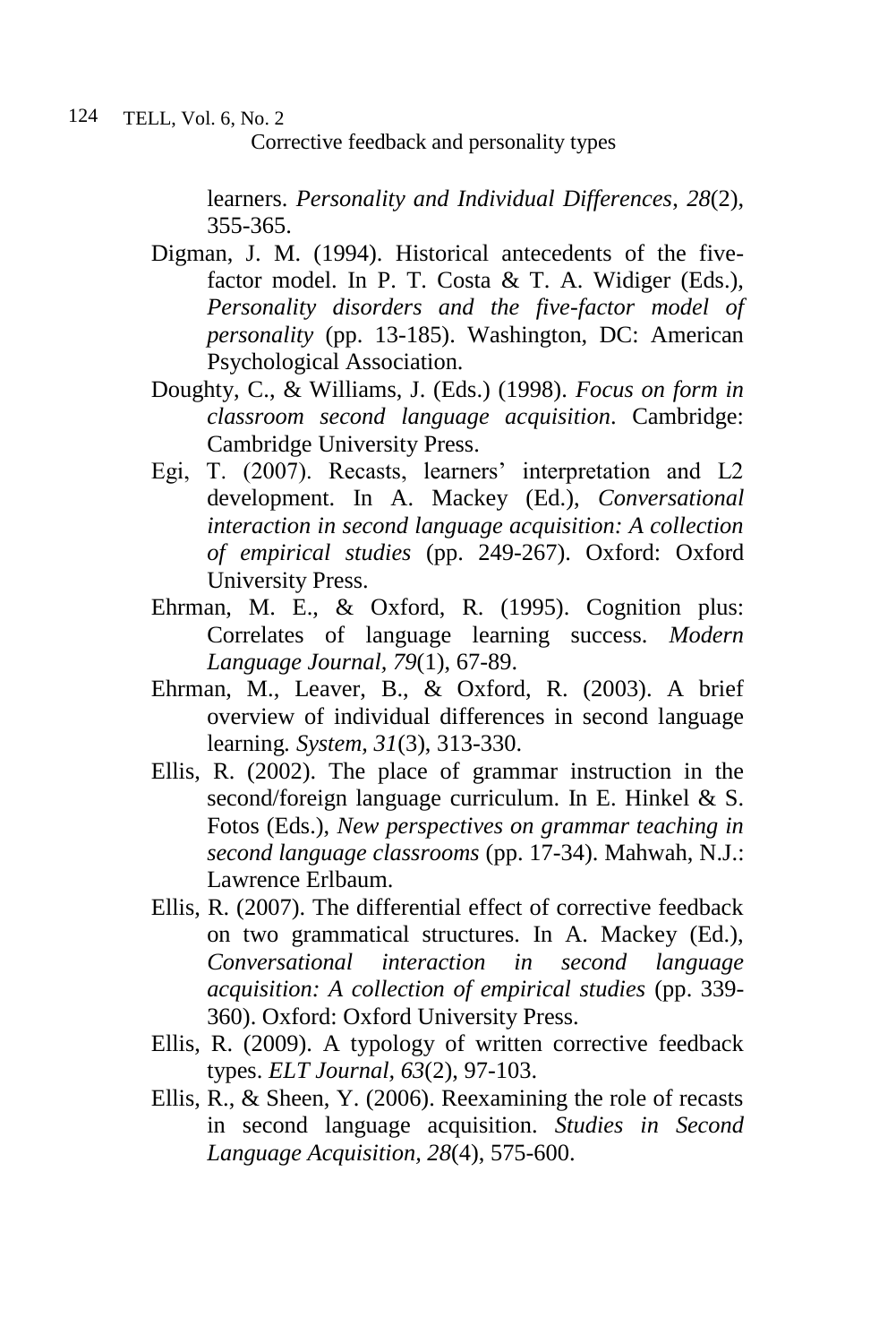learners. *Personality and Individual Differences*, *28*(2), 355-365.

Digman, J. M. (1994). Historical antecedents of the five-factor model. In P. T. Costa & T. A. Widiger (Eds.), *Personality disorders and the five-factor model of personality* (pp. 13-185). Washington, DC: American Psychological Association.

Doughty, C., & Williams, J. (Eds.) (1998). *Focus on form in classroom second language acquisition*. Cambridge: Cambridge University Press.

Egi, T. (2007). Recasts, learners' interpretation and L2 development. In A. Mackey (Ed.), *Conversational interaction in second language acquisition: A collection of empirical studies* (pp. 249-267). Oxford: Oxford University Press.

Ehrman, M. E., & Oxford, R. (1995). Cognition plus: Correlates of language learning success. *Modern Language Journal, 79*(1), 67-89.

Ehrman, M., Leaver, B., & Oxford, R. (2003). A brief overview of individual differences in second language learning. *System*, *31*(3), 313-330.

Ellis, R. (2002). The place of grammar instruction in the second/foreign language curriculum. In E. Hinkel & S. Fotos (Eds.), *New perspectives on grammar teaching in second language classrooms* (pp. 17-34). Mahwah, N.J.: Lawrence Erlbaum.

Ellis, R. (2007). The differential effect of corrective feedback on two grammatical structures. In A. Mackey (Ed.), *Conversational interaction in second language acquisition: A collection of empirical studies* (pp. 339-360). Oxford: Oxford University Press.

Ellis, R. (2009). A typology of written corrective feedback types. *ELT Journal*, *63*(2), 97-103.

Ellis, R., & Sheen, Y. (2006). Reexamining the role of recasts in second language acquisition. *Studies in Second Language Acquisition, 28*(4), 575-600.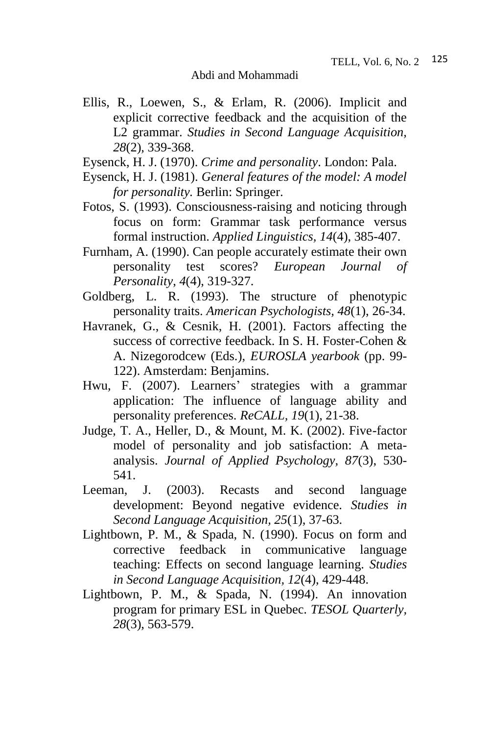Ellis, R., Loewen, S., & Erlam, R. (2006). Implicit and explicit corrective feedback and the acquisition of the L2 grammar. *Studies in Second Language Acquisition, 28*(2), 339-368.

Eysenck, H. J. (1970). *Crime and personality*. London: Pala.

Eysenck, H. J. (1981). *General features of the model: A model for personality*. Berlin: Springer.

Fotos, S. (1993). Consciousness-raising and noticing through focus on form: Grammar task performance versus formal instruction. *Applied Linguistics, 14*(4), 385-407.

Furnham, A. (1990). Can people accurately estimate their own personality test scores? *European Journal of Personality, 4*(4), 319-327.

Goldberg, L. R. (1993). The structure of phenotypic personality traits. *American Psychologists, 48*(1), 26-34.

Havranek, G., & Cesnik, H. (2001). Factors affecting the success of corrective feedback. In S. H. Foster-Cohen & A. Nizegorodcew (Eds.), *EUROSLA yearbook* (pp. 99-122). Amsterdam: Benjamins.

Hwu, F. (2007). Learners' strategies with a grammar application: The influence of language ability and personality preferences. *ReCALL, 19*(1), 21-38.

Judge, T. A., Heller, D., & Mount, M. K. (2002). Five-factor model of personality and job satisfaction: A meta-analysis. *Journal of Applied Psychology, 87*(3), 530-541.

Leeman, J. (2003). Recasts and second language development: Beyond negative evidence. *Studies in Second Language Acquisition, 25*(1), 37-63.

Lightbown, P. M., & Spada, N. (1990). Focus on form and corrective feedback in communicative language teaching: Effects on second language learning. *Studies in Second Language Acquisition, 12*(4), 429-448.

Lightbown, P. M., & Spada, N. (1994). An innovation program for primary ESL in Quebec. *TESOL Quarterly, 28*(3), 563-579.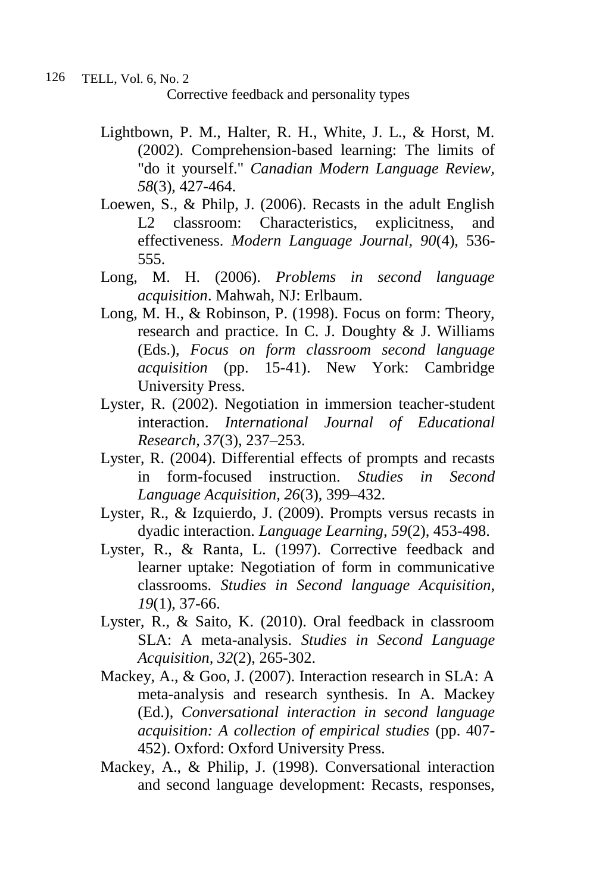Lightbown, P. M., Halter, R. H., White, J. L., & Horst, M. (2002). Comprehension-based learning: The limits of "do it yourself." *Canadian Modern Language Review, 58*(3), 427-464.

Loewen, S., & Philp, J. (2006). Recasts in the adult English L2 classroom: Characteristics, explicitness, and effectiveness. *Modern Language Journal, 90*(4), 536-555.

Long, M. H. (2006). *Problems in second language acquisition*. Mahwah, NJ: Erlbaum.

Long, M. H., & Robinson, P. (1998). Focus on form: Theory, research and practice. In C. J. Doughty & J. Williams (Eds.), *Focus on form classroom second language acquisition* (pp. 15-41). New York: Cambridge University Press.

Lyster, R. (2002). Negotiation in immersion teacher-student interaction. *International Journal of Educational Research, 37*(3), 237–253.

Lyster, R. (2004). Differential effects of prompts and recasts in form-focused instruction. *Studies in Second Language Acquisition, 26*(3), 399–432.

Lyster, R., & Izquierdo, J. (2009). Prompts versus recasts in dyadic interaction. *Language Learning, 59*(2), 453-498.

Lyster, R., & Ranta, L. (1997). Corrective feedback and learner uptake: Negotiation of form in communicative classrooms. *Studies in Second language Acquisition, 19*(1), 37-66.

Lyster, R., & Saito, K. (2010). Oral feedback in classroom SLA: A meta-analysis. *Studies in Second Language Acquisition, 32*(2), 265-302.

Mackey, A., & Goo, J. (2007). Interaction research in SLA: A meta-analysis and research synthesis. In A. Mackey (Ed.), *Conversational interaction in second language acquisition: A collection of empirical studies* (pp. 407-452). Oxford: Oxford University Press.

Mackey, A., & Philip, J. (1998). Conversational interaction and second language development: Recasts, responses,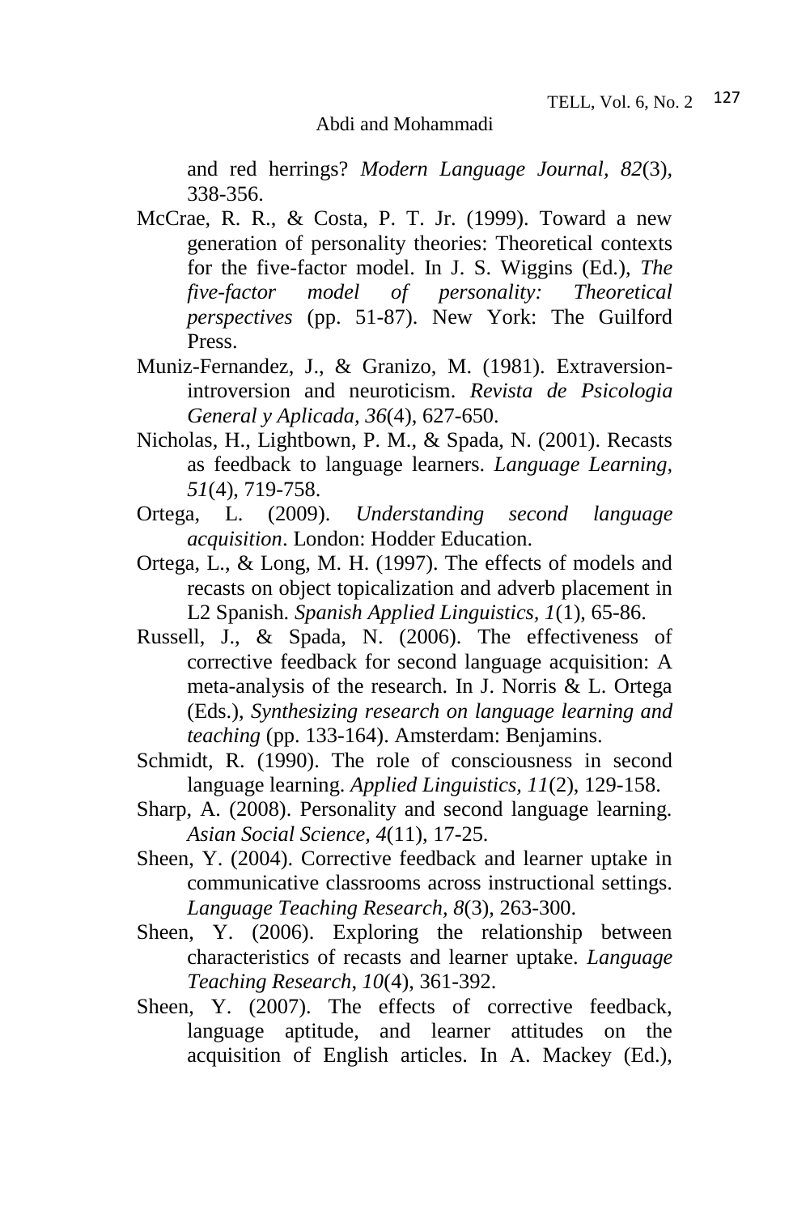and red herrings? *Modern Language Journal, 82*(3), 338-356.

McCrae, R. R., & Costa, P. T. Jr. (1999). Toward a new generation of personality theories: Theoretical contexts for the five-factor model. In J. S. Wiggins (Ed.), *The five-factor model of personality: Theoretical perspectives* (pp. 51-87). New York: The Guilford Press.

Muniz-Fernandez, J., & Granizo, M. (1981). Extraversion-introversion and neuroticism. *Revista de Psicologia General y Aplicada, 36*(4), 627-650.

Nicholas, H., Lightbown, P. M., & Spada, N. (2001). Recasts as feedback to language learners. *Language Learning, 51*(4), 719-758.

Ortega, L. (2009). *Understanding second language acquisition*. London: Hodder Education.

Ortega, L., & Long, M. H. (1997). The effects of models and recasts on object topicalization and adverb placement in L2 Spanish. *Spanish Applied Linguistics, 1*(1), 65-86.

Russell, J., & Spada, N. (2006). The effectiveness of corrective feedback for second language acquisition: A meta-analysis of the research. In J. Norris & L. Ortega (Eds.), *Synthesizing research on language learning and teaching* (pp. 133-164). Amsterdam: Benjamins.

Schmidt, R. (1990). The role of consciousness in second language learning. *Applied Linguistics, 11*(2), 129-158.

Sharp, A. (2008). Personality and second language learning. *Asian Social Science, 4*(11), 17-25.

Sheen, Y. (2004). Corrective feedback and learner uptake in communicative classrooms across instructional settings. *Language Teaching Research*, *8*(3), 263-300.

Sheen, Y. (2006). Exploring the relationship between characteristics of recasts and learner uptake. *Language Teaching Research*, *10*(4), 361-392.

Sheen, Y. (2007). The effects of corrective feedback, language aptitude, and learner attitudes on the acquisition of English articles. In A. Mackey (Ed.),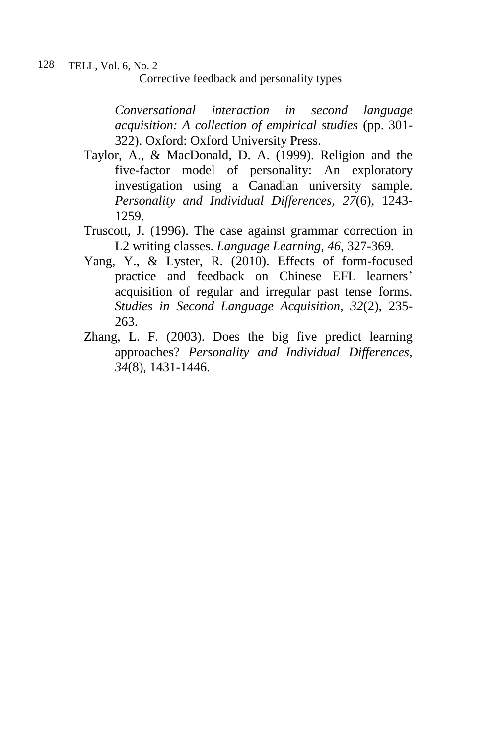*Conversational interaction in second language acquisition: A collection of empirical studies* (pp. 301-322). Oxford: Oxford University Press.

Taylor, A., & MacDonald, D. A. (1999). Religion and the five-factor model of personality: An exploratory investigation using a Canadian university sample. *Personality and Individual Differences, 27*(6), 1243-1259.

Truscott, J. (1996). The case against grammar correction in L2 writing classes. *Language Learning, 46*, 327-369.

Yang, Y., & Lyster, R. (2010). Effects of form-focused practice and feedback on Chinese EFL learners' acquisition of regular and irregular past tense forms. *Studies in Second Language Acquisition, 32*(2), 235-263.

Zhang, L. F. (2003). Does the big five predict learning approaches? *Personality and Individual Differences, 34*(8), 1431-1446.